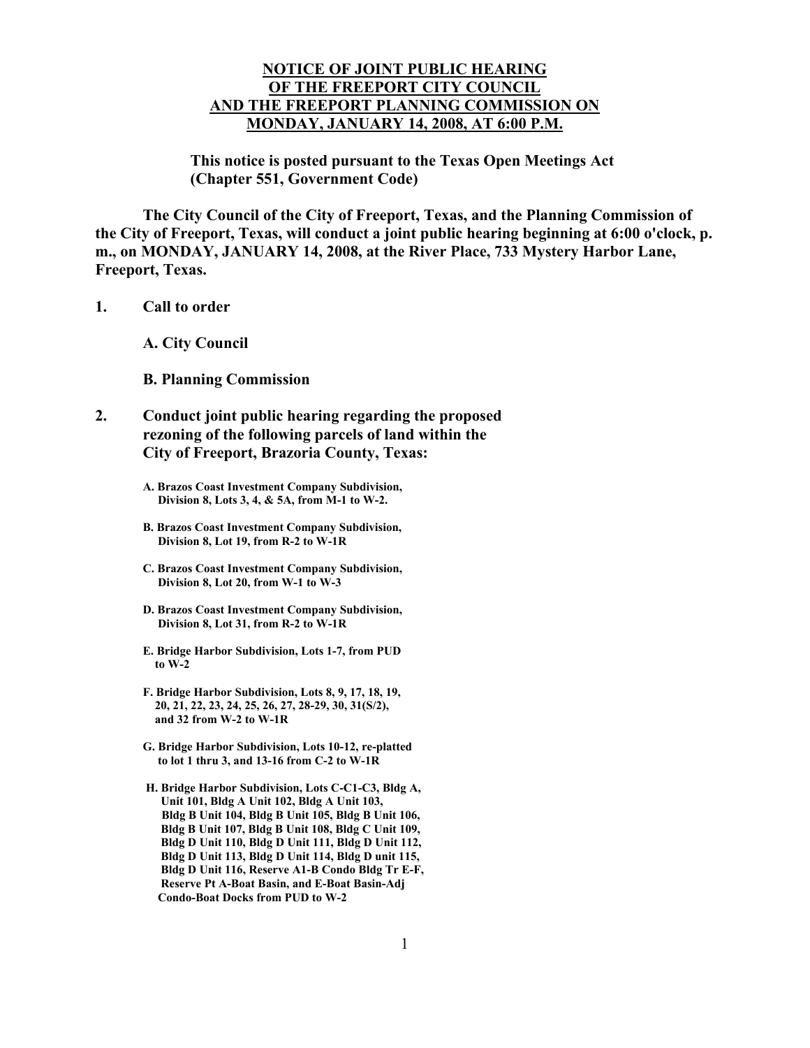**NOTICE OF JOINT PUBLIC HEARING**
**OF THE FREEPORT CITY COUNCIL**
**AND THE FREEPORT PLANNING COMMISSION ON**
**MONDAY, JANUARY 14, 2008, AT 6:00 P.M.**

**This notice is posted pursuant to the Texas Open Meetings Act (Chapter 551, Government Code)**

**The City Council of the City of Freeport, Texas, and the Planning Commission of the City of Freeport, Texas, will conduct a joint public hearing beginning at 6:00 o'clock, p. m., on MONDAY, JANUARY 14, 2008, at the River Place, 733 Mystery Harbor Lane, Freeport, Texas.**

**1. Call to order**

**A. City Council**

**B. Planning Commission**

**2. Conduct joint public hearing regarding the proposed rezoning of the following parcels of land within the City of Freeport, Brazoria County, Texas:**

**A. Brazos Coast Investment Company Subdivision, Division 8, Lots 3, 4, & 5A, from M-1 to W-2.**

**B. Brazos Coast Investment Company Subdivision, Division 8, Lot 19, from R-2 to W-1R**

**C. Brazos Coast Investment Company Subdivision, Division 8, Lot 20, from W-1 to W-3**

**D. Brazos Coast Investment Company Subdivision, Division 8, Lot 31, from R-2 to W-1R**

**E. Bridge Harbor Subdivision, Lots 1-7, from PUD to W-2**

**F. Bridge Harbor Subdivision, Lots 8, 9, 17, 18, 19, 20, 21, 22, 23, 24, 25, 26, 27, 28-29, 30, 31(S/2), and 32 from W-2 to W-1R**

**G. Bridge Harbor Subdivision, Lots 10-12, re-platted to lot 1 thru 3, and 13-16 from C-2 to W-1R**

**H. Bridge Harbor Subdivision, Lots C-C1-C3, Bldg A, Unit 101, Bldg A Unit 102, Bldg A Unit 103, Bldg B Unit 104, Bldg B Unit 105, Bldg B Unit 106, Bldg B Unit 107, Bldg B Unit 108, Bldg C Unit 109, Bldg D Unit 110, Bldg D Unit 111, Bldg D Unit 112, Bldg D Unit 113, Bldg D Unit 114, Bldg D unit 115, Bldg D Unit 116, Reserve A1-B Condo Bldg Tr E-F, Reserve Pt A-Boat Basin, and E-Boat Basin-Adj Condo-Boat Docks from PUD to W-2**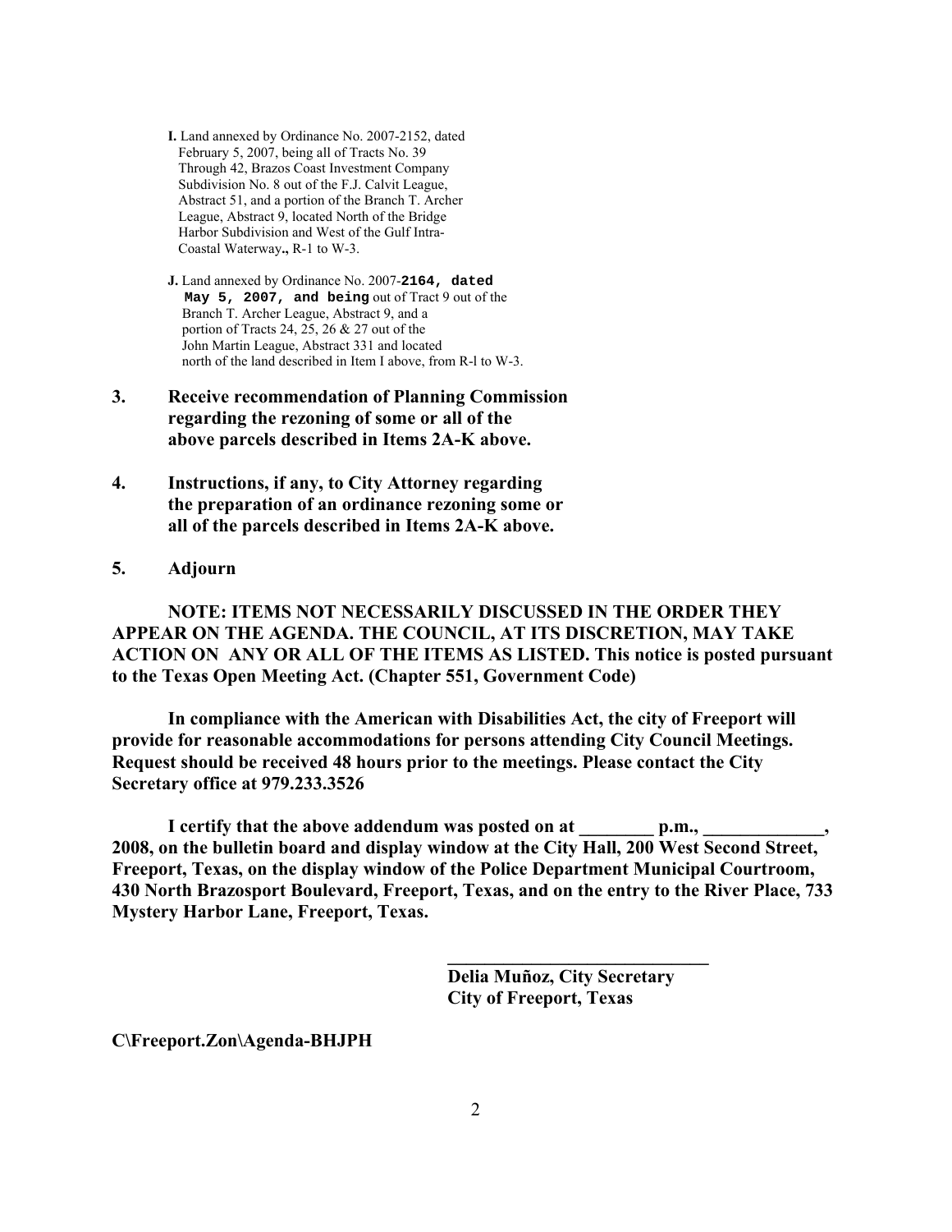**I.** Land annexed by Ordinance No. 2007-2152, dated February 5, 2007, being all of Tracts No. 39 Through 42, Brazos Coast Investment Company Subdivision No. 8 out of the F.J. Calvit League, Abstract 51, and a portion of the Branch T. Archer League, Abstract 9, located North of the Bridge Harbor Subdivision and West of the Gulf Intra-Coastal Waterway**.,** R-1 to W-3.

**J.** Land annexed by Ordinance No. 2007-**2164, dated May 5, 2007, and being** out of Tract 9 out of the Branch T. Archer League, Abstract 9, and a portion of Tracts 24, 25, 26 & 27 out of the John Martin League, Abstract 331 and located north of the land described in Item I above, from R-l to W-3.

**3. Receive recommendation of Planning Commission regarding the rezoning of some or all of the above parcels described in Items 2A-K above.**

**4. Instructions, if any, to City Attorney regarding the preparation of an ordinance rezoning some or all of the parcels described in Items 2A-K above.**

**5. Adjourn**

**NOTE: ITEMS NOT NECESSARILY DISCUSSED IN THE ORDER THEY APPEAR ON THE AGENDA. THE COUNCIL, AT ITS DISCRETION, MAY TAKE ACTION ON ANY OR ALL OF THE ITEMS AS LISTED. This notice is posted pursuant to the Texas Open Meeting Act. (Chapter 551, Government Code)**

**In compliance with the American with Disabilities Act, the city of Freeport will provide for reasonable accommodations for persons attending City Council Meetings. Request should be received 48 hours prior to the meetings. Please contact the City Secretary office at 979.233.3526**

**I certify that the above addendum was posted on at ________ p.m., _____________, 2008, on the bulletin board and display window at the City Hall, 200 West Second Street, Freeport, Texas, on the display window of the Police Department Municipal Courtroom, 430 North Brazosport Boulevard, Freeport, Texas, and on the entry to the River Place, 733 Mystery Harbor Lane, Freeport, Texas.**

**_____________________________**
**Delia Muñoz, City Secretary**
**City of Freeport, Texas**

**C\Freeport.Zon\Agenda-BHJPH**